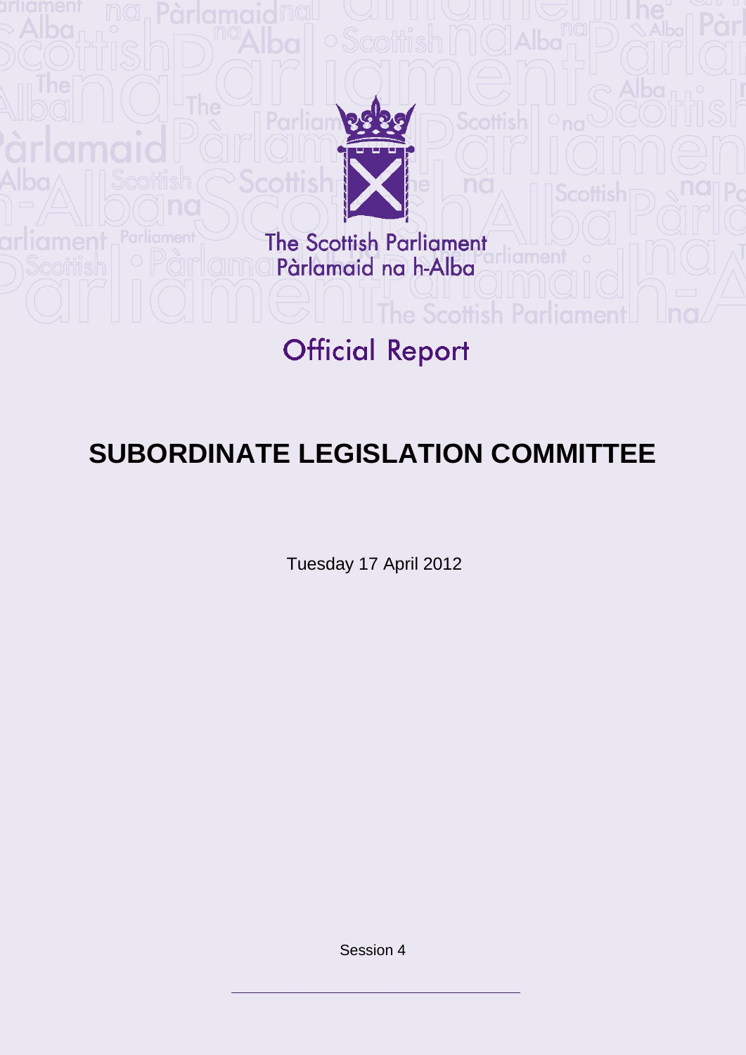The Scottish Parliament
Pàrlamaid na h-Alba

Official Report

# SUBORDINATE LEGISLATION COMMITTEE

Tuesday 17 April 2012

Session 4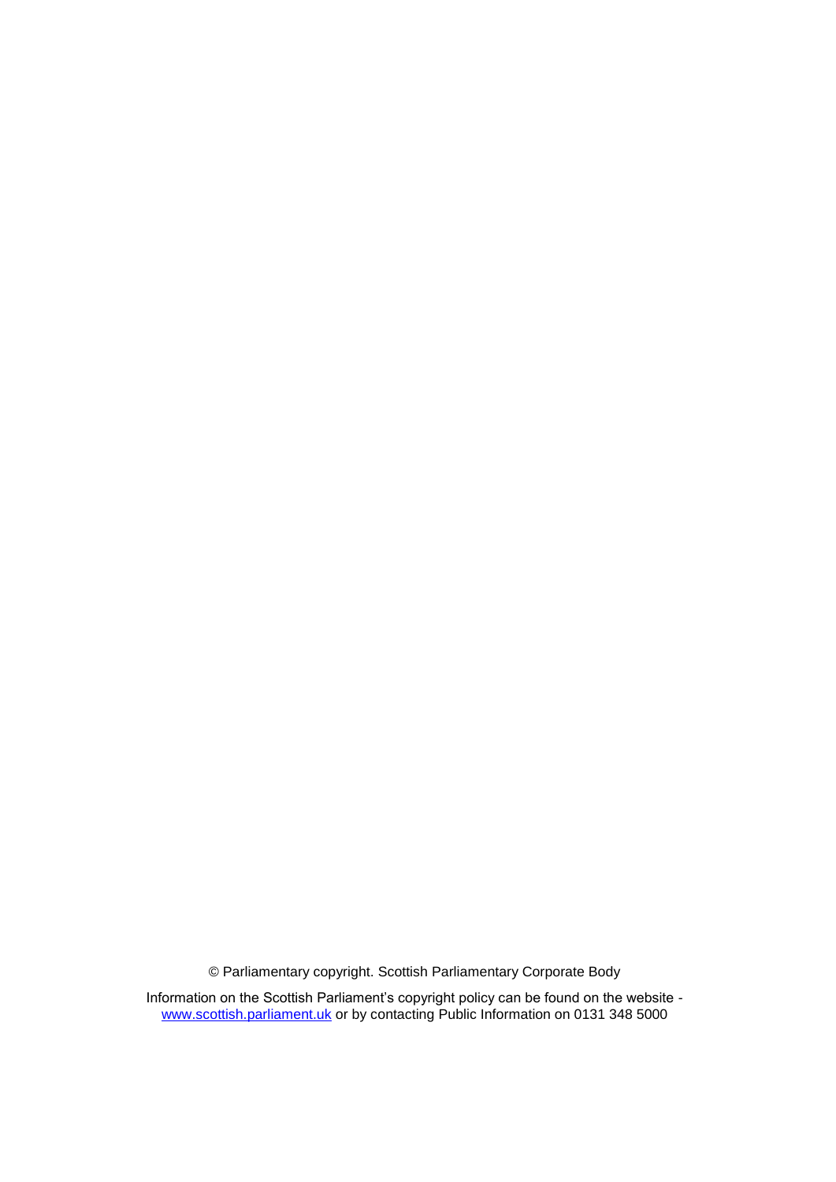© Parliamentary copyright. Scottish Parliamentary Corporate Body

Information on the Scottish Parliament's copyright policy can be found on the website - [www.scottish.parliament.uk](http://www.scottish.parliament.uk) or by contacting Public Information on 0131 348 5000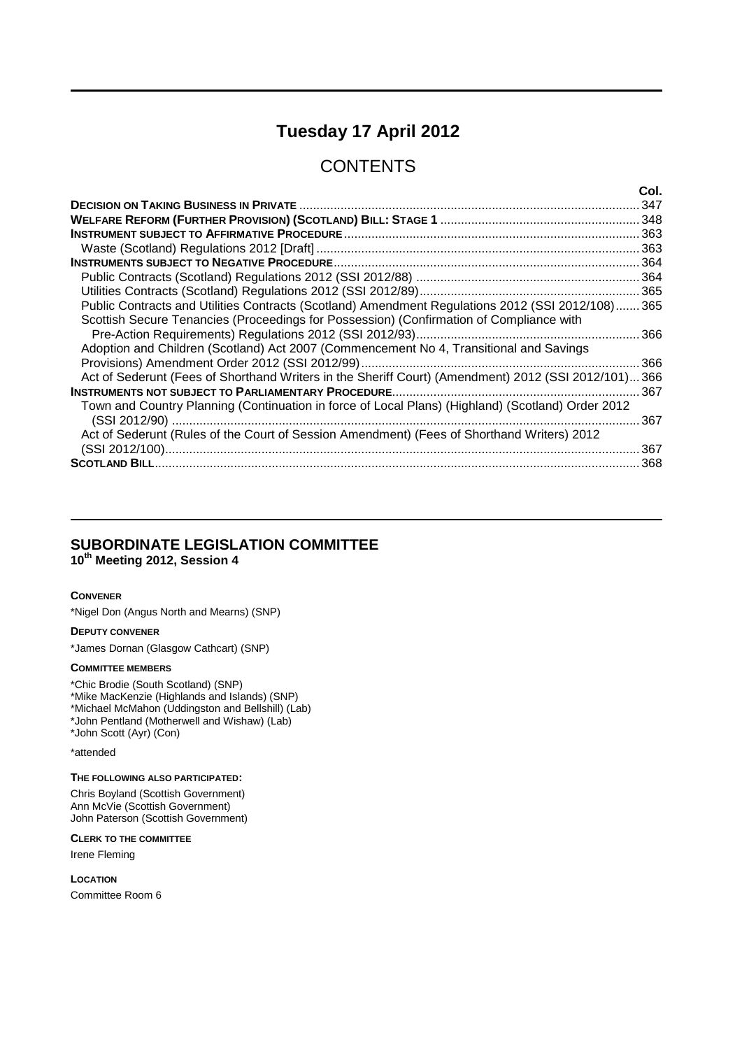# Tuesday 17 April 2012

## CONTENTS

| | Col. |
|---|---|
| **DECISION ON TAKING BUSINESS IN PRIVATE** | 347 |
| **WELFARE REFORM (FURTHER PROVISION) (SCOTLAND) BILL: STAGE 1** | 348 |
| **INSTRUMENT SUBJECT TO AFFIRMATIVE PROCEDURE** | 363 |
| Waste (Scotland) Regulations 2012 [Draft] | 363 |
| **INSTRUMENTS SUBJECT TO NEGATIVE PROCEDURE** | 364 |
| Public Contracts (Scotland) Regulations 2012 (SSI 2012/88) | 364 |
| Utilities Contracts (Scotland) Regulations 2012 (SSI 2012/89) | 365 |
| Public Contracts and Utilities Contracts (Scotland) Amendment Regulations 2012 (SSI 2012/108) | 365 |
| Scottish Secure Tenancies (Proceedings for Possession) (Confirmation of Compliance with Pre-Action Requirements) Regulations 2012 (SSI 2012/93) | 366 |
| Adoption and Children (Scotland) Act 2007 (Commencement No 4, Transitional and Savings Provisions) Amendment Order 2012 (SSI 2012/99) | 366 |
| Act of Sederunt (Fees of Shorthand Writers in the Sheriff Court) (Amendment) 2012 (SSI 2012/101) | 366 |
| **INSTRUMENTS NOT SUBJECT TO PARLIAMENTARY PROCEDURE** | 367 |
| Town and Country Planning (Continuation in force of Local Plans) (Highland) (Scotland) Order 2012 (SSI 2012/90) | 367 |
| Act of Sederunt (Rules of the Court of Session Amendment) (Fees of Shorthand Writers) 2012 (SSI 2012/100) | 367 |
| **SCOTLAND BILL** | 368 |

## SUBORDINATE LEGISLATION COMMITTEE
**10th Meeting 2012, Session 4**

**CONVENER**

*Nigel Don (Angus North and Mearns) (SNP)

**DEPUTY CONVENER**

*James Dornan (Glasgow Cathcart) (SNP)

**COMMITTEE MEMBERS**

*Chic Brodie (South Scotland) (SNP)
*Mike MacKenzie (Highlands and Islands) (SNP)
*Michael McMahon (Uddingston and Bellshill) (Lab)
*John Pentland (Motherwell and Wishaw) (Lab)
*John Scott (Ayr) (Con)

*attended

**THE FOLLOWING ALSO PARTICIPATED:**

Chris Boyland (Scottish Government)
Ann McVie (Scottish Government)
John Paterson (Scottish Government)

**CLERK TO THE COMMITTEE**

Irene Fleming

**LOCATION**

Committee Room 6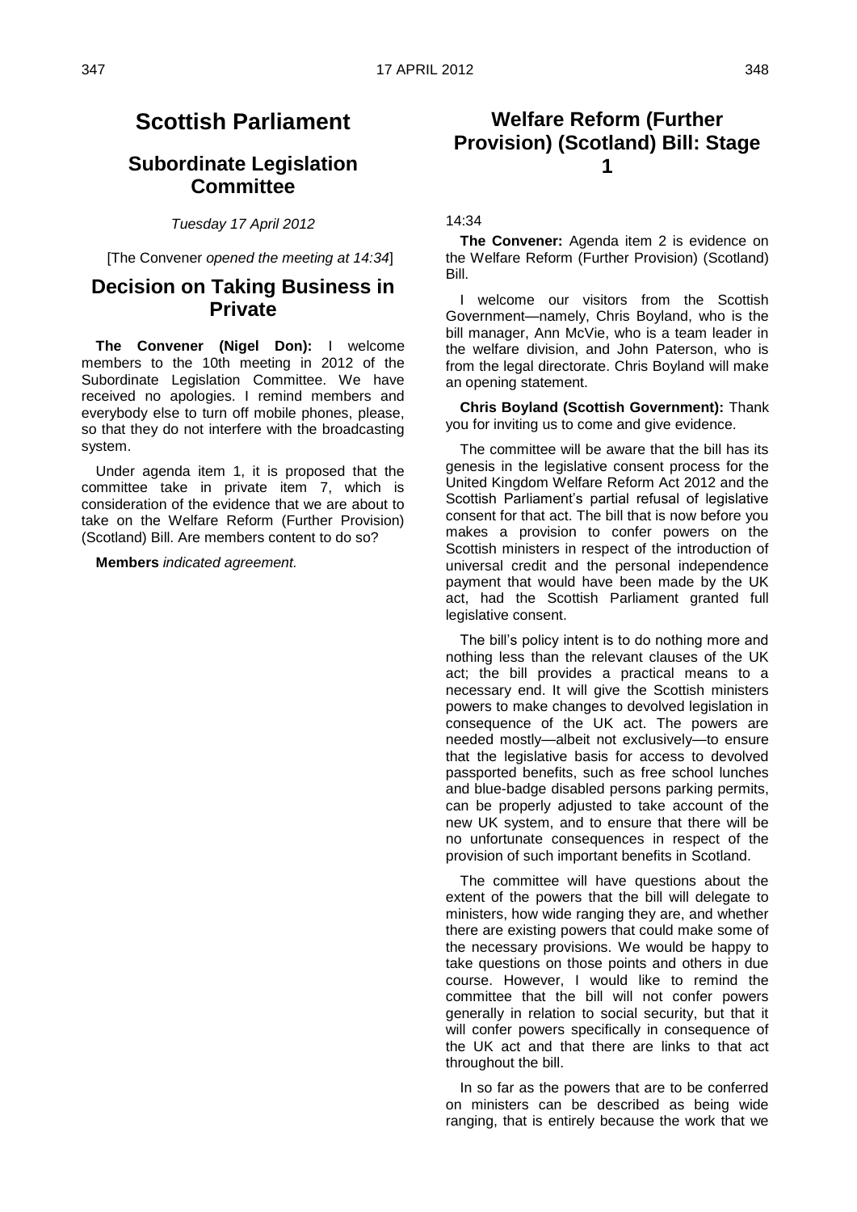# Scottish Parliament

## Subordinate Legislation Committee

*Tuesday 17 April 2012*

[The Convener *opened the meeting at 14:34*]

## Decision on Taking Business in Private

**The Convener (Nigel Don):** I welcome members to the 10th meeting in 2012 of the Subordinate Legislation Committee. We have received no apologies. I remind members and everybody else to turn off mobile phones, please, so that they do not interfere with the broadcasting system.

Under agenda item 1, it is proposed that the committee take in private item 7, which is consideration of the evidence that we are about to take on the Welfare Reform (Further Provision) (Scotland) Bill. Are members content to do so?

**Members** *indicated agreement.*

## Welfare Reform (Further Provision) (Scotland) Bill: Stage 1

14:34

**The Convener:** Agenda item 2 is evidence on the Welfare Reform (Further Provision) (Scotland) Bill.

I welcome our visitors from the Scottish Government—namely, Chris Boyland, who is the bill manager, Ann McVie, who is a team leader in the welfare division, and John Paterson, who is from the legal directorate. Chris Boyland will make an opening statement.

**Chris Boyland (Scottish Government):** Thank you for inviting us to come and give evidence.

The committee will be aware that the bill has its genesis in the legislative consent process for the United Kingdom Welfare Reform Act 2012 and the Scottish Parliament's partial refusal of legislative consent for that act. The bill that is now before you makes a provision to confer powers on the Scottish ministers in respect of the introduction of universal credit and the personal independence payment that would have been made by the UK act, had the Scottish Parliament granted full legislative consent.

The bill's policy intent is to do nothing more and nothing less than the relevant clauses of the UK act; the bill provides a practical means to a necessary end. It will give the Scottish ministers powers to make changes to devolved legislation in consequence of the UK act. The powers are needed mostly—albeit not exclusively—to ensure that the legislative basis for access to devolved passported benefits, such as free school lunches and blue-badge disabled persons parking permits, can be properly adjusted to take account of the new UK system, and to ensure that there will be no unfortunate consequences in respect of the provision of such important benefits in Scotland.

The committee will have questions about the extent of the powers that the bill will delegate to ministers, how wide ranging they are, and whether there are existing powers that could make some of the necessary provisions. We would be happy to take questions on those points and others in due course. However, I would like to remind the committee that the bill will not confer powers generally in relation to social security, but that it will confer powers specifically in consequence of the UK act and that there are links to that act throughout the bill.

In so far as the powers that are to be conferred on ministers can be described as being wide ranging, that is entirely because the work that we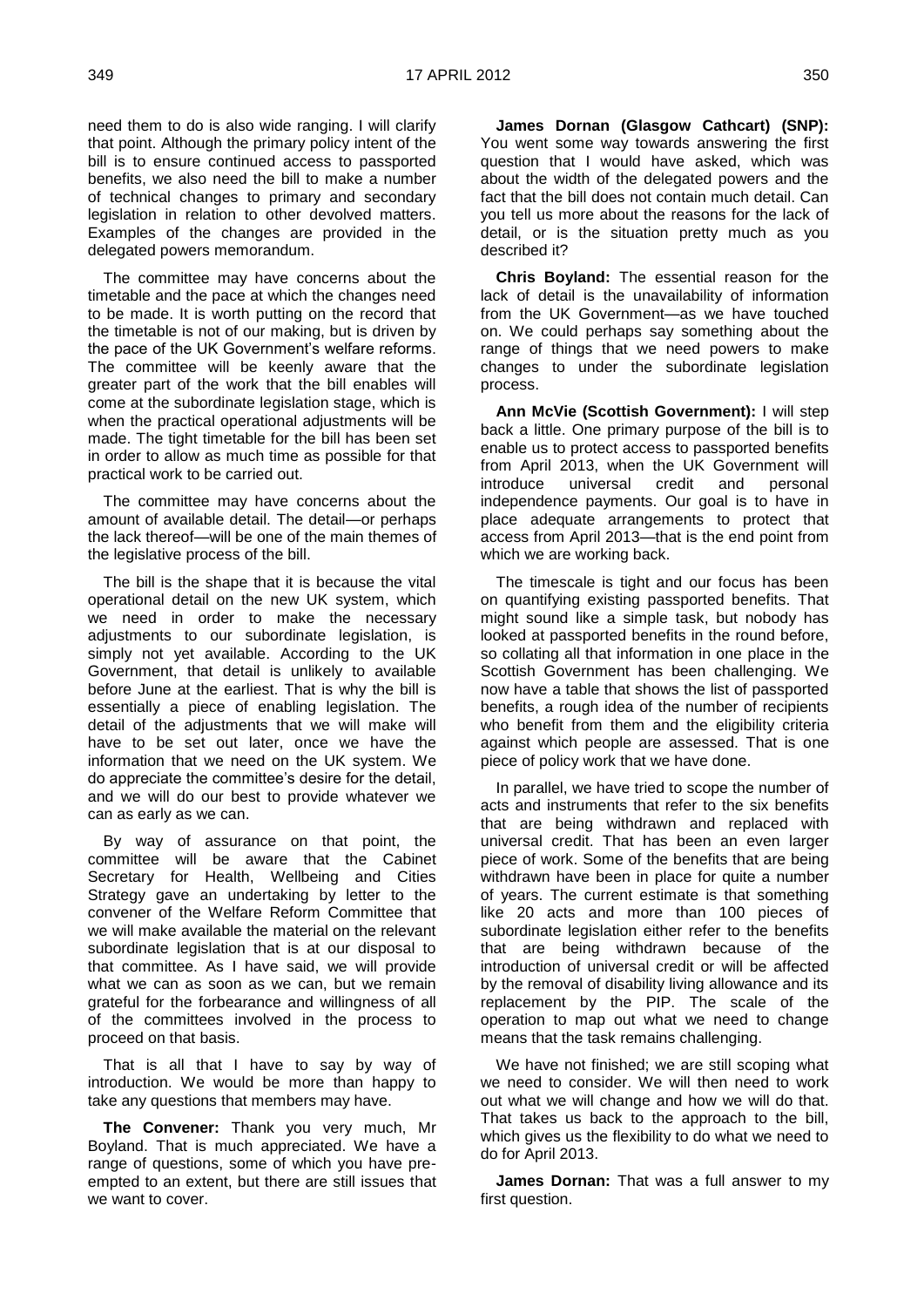need them to do is also wide ranging. I will clarify that point. Although the primary policy intent of the bill is to ensure continued access to passported benefits, we also need the bill to make a number of technical changes to primary and secondary legislation in relation to other devolved matters. Examples of the changes are provided in the delegated powers memorandum.

The committee may have concerns about the timetable and the pace at which the changes need to be made. It is worth putting on the record that the timetable is not of our making, but is driven by the pace of the UK Government's welfare reforms. The committee will be keenly aware that the greater part of the work that the bill enables will come at the subordinate legislation stage, which is when the practical operational adjustments will be made. The tight timetable for the bill has been set in order to allow as much time as possible for that practical work to be carried out.

The committee may have concerns about the amount of available detail. The detail—or perhaps the lack thereof—will be one of the main themes of the legislative process of the bill.

The bill is the shape that it is because the vital operational detail on the new UK system, which we need in order to make the necessary adjustments to our subordinate legislation, is simply not yet available. According to the UK Government, that detail is unlikely to available before June at the earliest. That is why the bill is essentially a piece of enabling legislation. The detail of the adjustments that we will make will have to be set out later, once we have the information that we need on the UK system. We do appreciate the committee's desire for the detail, and we will do our best to provide whatever we can as early as we can.

By way of assurance on that point, the committee will be aware that the Cabinet Secretary for Health, Wellbeing and Cities Strategy gave an undertaking by letter to the convener of the Welfare Reform Committee that we will make available the material on the relevant subordinate legislation that is at our disposal to that committee. As I have said, we will provide what we can as soon as we can, but we remain grateful for the forbearance and willingness of all of the committees involved in the process to proceed on that basis.

That is all that I have to say by way of introduction. We would be more than happy to take any questions that members may have.

**The Convener:** Thank you very much, Mr Boyland. That is much appreciated. We have a range of questions, some of which you have pre-empted to an extent, but there are still issues that we want to cover.

**James Dornan (Glasgow Cathcart) (SNP):** You went some way towards answering the first question that I would have asked, which was about the width of the delegated powers and the fact that the bill does not contain much detail. Can you tell us more about the reasons for the lack of detail, or is the situation pretty much as you described it?

**Chris Boyland:** The essential reason for the lack of detail is the unavailability of information from the UK Government—as we have touched on. We could perhaps say something about the range of things that we need powers to make changes to under the subordinate legislation process.

**Ann McVie (Scottish Government):** I will step back a little. One primary purpose of the bill is to enable us to protect access to passported benefits from April 2013, when the UK Government will introduce universal credit and personal independence payments. Our goal is to have in place adequate arrangements to protect that access from April 2013—that is the end point from which we are working back.

The timescale is tight and our focus has been on quantifying existing passported benefits. That might sound like a simple task, but nobody has looked at passported benefits in the round before, so collating all that information in one place in the Scottish Government has been challenging. We now have a table that shows the list of passported benefits, a rough idea of the number of recipients who benefit from them and the eligibility criteria against which people are assessed. That is one piece of policy work that we have done.

In parallel, we have tried to scope the number of acts and instruments that refer to the six benefits that are being withdrawn and replaced with universal credit. That has been an even larger piece of work. Some of the benefits that are being withdrawn have been in place for quite a number of years. The current estimate is that something like 20 acts and more than 100 pieces of subordinate legislation either refer to the benefits that are being withdrawn because of the introduction of universal credit or will be affected by the removal of disability living allowance and its replacement by the PIP. The scale of the operation to map out what we need to change means that the task remains challenging.

We have not finished; we are still scoping what we need to consider. We will then need to work out what we will change and how we will do that. That takes us back to the approach to the bill, which gives us the flexibility to do what we need to do for April 2013.

**James Dornan:** That was a full answer to my first question.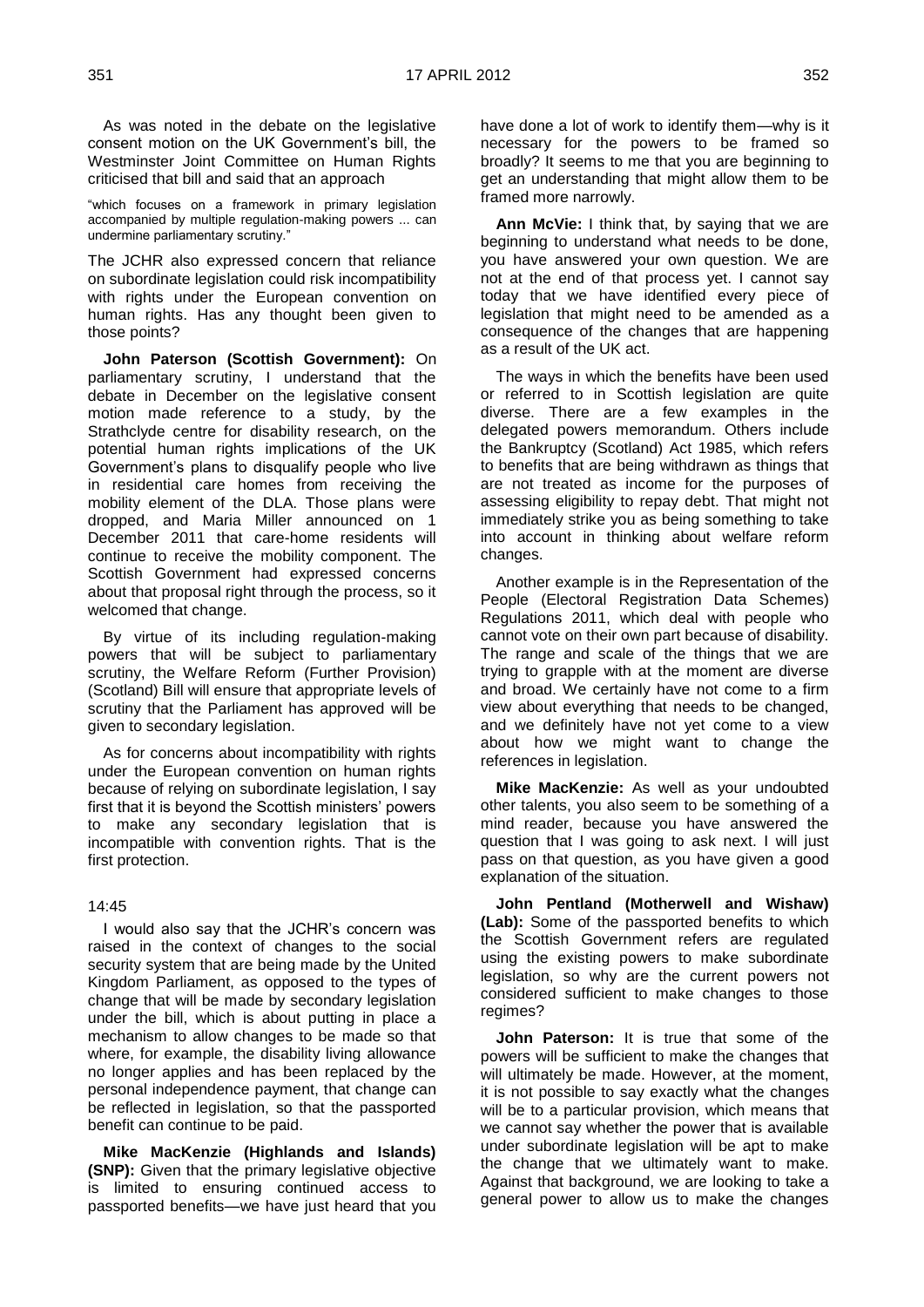As was noted in the debate on the legislative consent motion on the UK Government's bill, the Westminster Joint Committee on Human Rights criticised that bill and said that an approach

"which focuses on a framework in primary legislation accompanied by multiple regulation-making powers ... can undermine parliamentary scrutiny."

The JCHR also expressed concern that reliance on subordinate legislation could risk incompatibility with rights under the European convention on human rights. Has any thought been given to those points?

**John Paterson (Scottish Government):** On parliamentary scrutiny, I understand that the debate in December on the legislative consent motion made reference to a study, by the Strathclyde centre for disability research, on the potential human rights implications of the UK Government's plans to disqualify people who live in residential care homes from receiving the mobility element of the DLA. Those plans were dropped, and Maria Miller announced on 1 December 2011 that care-home residents will continue to receive the mobility component. The Scottish Government had expressed concerns about that proposal right through the process, so it welcomed that change.

By virtue of its including regulation-making powers that will be subject to parliamentary scrutiny, the Welfare Reform (Further Provision) (Scotland) Bill will ensure that appropriate levels of scrutiny that the Parliament has approved will be given to secondary legislation.

As for concerns about incompatibility with rights under the European convention on human rights because of relying on subordinate legislation, I say first that it is beyond the Scottish ministers' powers to make any secondary legislation that is incompatible with convention rights. That is the first protection.

14:45

I would also say that the JCHR's concern was raised in the context of changes to the social security system that are being made by the United Kingdom Parliament, as opposed to the types of change that will be made by secondary legislation under the bill, which is about putting in place a mechanism to allow changes to be made so that where, for example, the disability living allowance no longer applies and has been replaced by the personal independence payment, that change can be reflected in legislation, so that the passported benefit can continue to be paid.

**Mike MacKenzie (Highlands and Islands) (SNP):** Given that the primary legislative objective is limited to ensuring continued access to passported benefits—we have just heard that you have done a lot of work to identify them—why is it necessary for the powers to be framed so broadly? It seems to me that you are beginning to get an understanding that might allow them to be framed more narrowly.

**Ann McVie:** I think that, by saying that we are beginning to understand what needs to be done, you have answered your own question. We are not at the end of that process yet. I cannot say today that we have identified every piece of legislation that might need to be amended as a consequence of the changes that are happening as a result of the UK act.

The ways in which the benefits have been used or referred to in Scottish legislation are quite diverse. There are a few examples in the delegated powers memorandum. Others include the Bankruptcy (Scotland) Act 1985, which refers to benefits that are being withdrawn as things that are not treated as income for the purposes of assessing eligibility to repay debt. That might not immediately strike you as being something to take into account in thinking about welfare reform changes.

Another example is in the Representation of the People (Electoral Registration Data Schemes) Regulations 2011, which deal with people who cannot vote on their own part because of disability. The range and scale of the things that we are trying to grapple with at the moment are diverse and broad. We certainly have not come to a firm view about everything that needs to be changed, and we definitely have not yet come to a view about how we might want to change the references in legislation.

**Mike MacKenzie:** As well as your undoubted other talents, you also seem to be something of a mind reader, because you have answered the question that I was going to ask next. I will just pass on that question, as you have given a good explanation of the situation.

**John Pentland (Motherwell and Wishaw) (Lab):** Some of the passported benefits to which the Scottish Government refers are regulated using the existing powers to make subordinate legislation, so why are the current powers not considered sufficient to make changes to those regimes?

**John Paterson:** It is true that some of the powers will be sufficient to make the changes that will ultimately be made. However, at the moment, it is not possible to say exactly what the changes will be to a particular provision, which means that we cannot say whether the power that is available under subordinate legislation will be apt to make the change that we ultimately want to make. Against that background, we are looking to take a general power to allow us to make the changes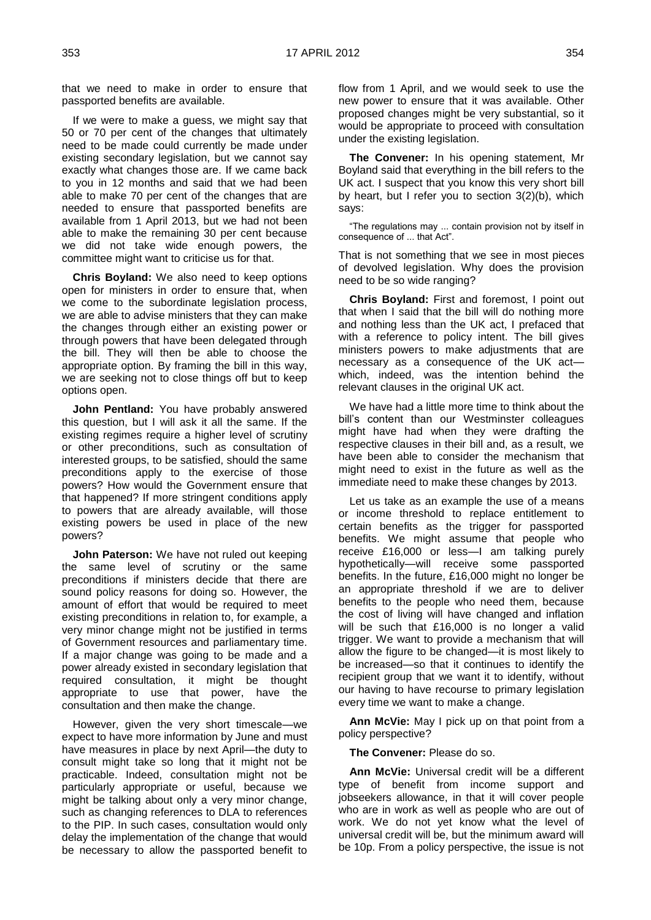that we need to make in order to ensure that passported benefits are available.

If we were to make a guess, we might say that 50 or 70 per cent of the changes that ultimately need to be made could currently be made under existing secondary legislation, but we cannot say exactly what changes those are. If we came back to you in 12 months and said that we had been able to make 70 per cent of the changes that are needed to ensure that passported benefits are available from 1 April 2013, but we had not been able to make the remaining 30 per cent because we did not take wide enough powers, the committee might want to criticise us for that.

**Chris Boyland:** We also need to keep options open for ministers in order to ensure that, when we come to the subordinate legislation process, we are able to advise ministers that they can make the changes through either an existing power or through powers that have been delegated through the bill. They will then be able to choose the appropriate option. By framing the bill in this way, we are seeking not to close things off but to keep options open.

**John Pentland:** You have probably answered this question, but I will ask it all the same. If the existing regimes require a higher level of scrutiny or other preconditions, such as consultation of interested groups, to be satisfied, should the same preconditions apply to the exercise of those powers? How would the Government ensure that that happened? If more stringent conditions apply to powers that are already available, will those existing powers be used in place of the new powers?

**John Paterson:** We have not ruled out keeping the same level of scrutiny or the same preconditions if ministers decide that there are sound policy reasons for doing so. However, the amount of effort that would be required to meet existing preconditions in relation to, for example, a very minor change might not be justified in terms of Government resources and parliamentary time. If a major change was going to be made and a power already existed in secondary legislation that required consultation, it might be thought appropriate to use that power, have the consultation and then make the change.

However, given the very short timescale—we expect to have more information by June and must have measures in place by next April—the duty to consult might take so long that it might not be practicable. Indeed, consultation might not be particularly appropriate or useful, because we might be talking about only a very minor change, such as changing references to DLA to references to the PIP. In such cases, consultation would only delay the implementation of the change that would be necessary to allow the passported benefit to flow from 1 April, and we would seek to use the new power to ensure that it was available. Other proposed changes might be very substantial, so it would be appropriate to proceed with consultation under the existing legislation.

**The Convener:** In his opening statement, Mr Boyland said that everything in the bill refers to the UK act. I suspect that you know this very short bill by heart, but I refer you to section 3(2)(b), which says:

"The regulations may ... contain provision not by itself in consequence of ... that Act".

That is not something that we see in most pieces of devolved legislation. Why does the provision need to be so wide ranging?

**Chris Boyland:** First and foremost, I point out that when I said that the bill will do nothing more and nothing less than the UK act, I prefaced that with a reference to policy intent. The bill gives ministers powers to make adjustments that are necessary as a consequence of the UK act—which, indeed, was the intention behind the relevant clauses in the original UK act.

We have had a little more time to think about the bill's content than our Westminster colleagues might have had when they were drafting the respective clauses in their bill and, as a result, we have been able to consider the mechanism that might need to exist in the future as well as the immediate need to make these changes by 2013.

Let us take as an example the use of a means or income threshold to replace entitlement to certain benefits as the trigger for passported benefits. We might assume that people who receive £16,000 or less—I am talking purely hypothetically—will receive some passported benefits. In the future, £16,000 might no longer be an appropriate threshold if we are to deliver benefits to the people who need them, because the cost of living will have changed and inflation will be such that £16,000 is no longer a valid trigger. We want to provide a mechanism that will allow the figure to be changed—it is most likely to be increased—so that it continues to identify the recipient group that we want it to identify, without our having to have recourse to primary legislation every time we want to make a change.

**Ann McVie:** May I pick up on that point from a policy perspective?

**The Convener:** Please do so.

**Ann McVie:** Universal credit will be a different type of benefit from income support and jobseekers allowance, in that it will cover people who are in work as well as people who are out of work. We do not yet know what the level of universal credit will be, but the minimum award will be 10p. From a policy perspective, the issue is not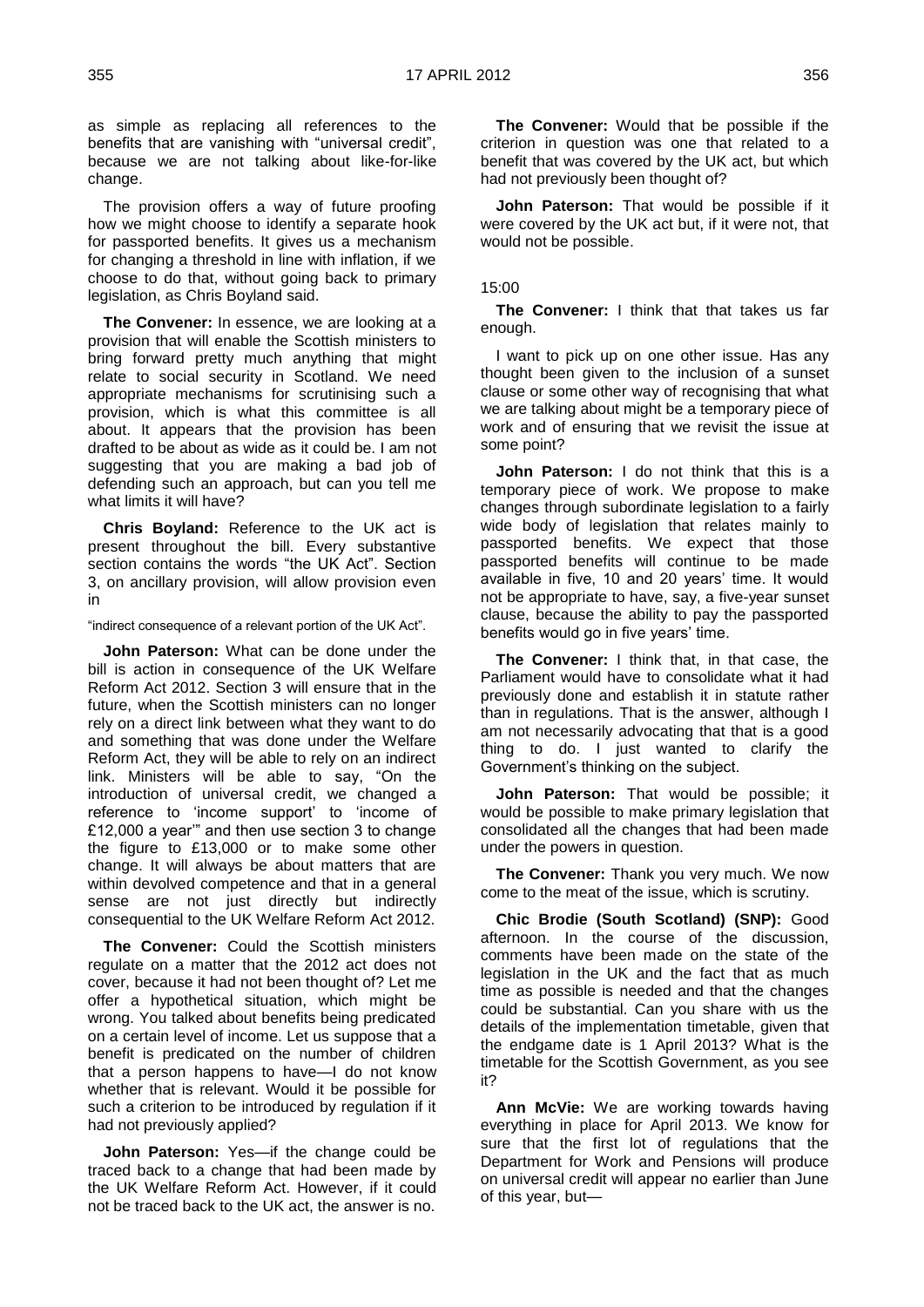as simple as replacing all references to the benefits that are vanishing with "universal credit", because we are not talking about like-for-like change.

The provision offers a way of future proofing how we might choose to identify a separate hook for passported benefits. It gives us a mechanism for changing a threshold in line with inflation, if we choose to do that, without going back to primary legislation, as Chris Boyland said.

**The Convener:** In essence, we are looking at a provision that will enable the Scottish ministers to bring forward pretty much anything that might relate to social security in Scotland. We need appropriate mechanisms for scrutinising such a provision, which is what this committee is all about. It appears that the provision has been drafted to be about as wide as it could be. I am not suggesting that you are making a bad job of defending such an approach, but can you tell me what limits it will have?

**Chris Boyland:** Reference to the UK act is present throughout the bill. Every substantive section contains the words "the UK Act". Section 3, on ancillary provision, will allow provision even in

"indirect consequence of a relevant portion of the UK Act".

**John Paterson:** What can be done under the bill is action in consequence of the UK Welfare Reform Act 2012. Section 3 will ensure that in the future, when the Scottish ministers can no longer rely on a direct link between what they want to do and something that was done under the Welfare Reform Act, they will be able to rely on an indirect link. Ministers will be able to say, "On the introduction of universal credit, we changed a reference to 'income support' to 'income of £12,000 a year'" and then use section 3 to change the figure to £13,000 or to make some other change. It will always be about matters that are within devolved competence and that in a general sense are not just directly but indirectly consequential to the UK Welfare Reform Act 2012.

**The Convener:** Could the Scottish ministers regulate on a matter that the 2012 act does not cover, because it had not been thought of? Let me offer a hypothetical situation, which might be wrong. You talked about benefits being predicated on a certain level of income. Let us suppose that a benefit is predicated on the number of children that a person happens to have—I do not know whether that is relevant. Would it be possible for such a criterion to be introduced by regulation if it had not previously applied?

**John Paterson:** Yes—if the change could be traced back to a change that had been made by the UK Welfare Reform Act. However, if it could not be traced back to the UK act, the answer is no.

**The Convener:** Would that be possible if the criterion in question was one that related to a benefit that was covered by the UK act, but which had not previously been thought of?

**John Paterson:** That would be possible if it were covered by the UK act but, if it were not, that would not be possible.

15:00

**The Convener:** I think that that takes us far enough.

I want to pick up on one other issue. Has any thought been given to the inclusion of a sunset clause or some other way of recognising that what we are talking about might be a temporary piece of work and of ensuring that we revisit the issue at some point?

**John Paterson:** I do not think that this is a temporary piece of work. We propose to make changes through subordinate legislation to a fairly wide body of legislation that relates mainly to passported benefits. We expect that those passported benefits will continue to be made available in five, 10 and 20 years' time. It would not be appropriate to have, say, a five-year sunset clause, because the ability to pay the passported benefits would go in five years' time.

**The Convener:** I think that, in that case, the Parliament would have to consolidate what it had previously done and establish it in statute rather than in regulations. That is the answer, although I am not necessarily advocating that that is a good thing to do. I just wanted to clarify the Government's thinking on the subject.

**John Paterson:** That would be possible; it would be possible to make primary legislation that consolidated all the changes that had been made under the powers in question.

**The Convener:** Thank you very much. We now come to the meat of the issue, which is scrutiny.

**Chic Brodie (South Scotland) (SNP):** Good afternoon. In the course of the discussion, comments have been made on the state of the legislation in the UK and the fact that as much time as possible is needed and that the changes could be substantial. Can you share with us the details of the implementation timetable, given that the endgame date is 1 April 2013? What is the timetable for the Scottish Government, as you see it?

**Ann McVie:** We are working towards having everything in place for April 2013. We know for sure that the first lot of regulations that the Department for Work and Pensions will produce on universal credit will appear no earlier than June of this year, but—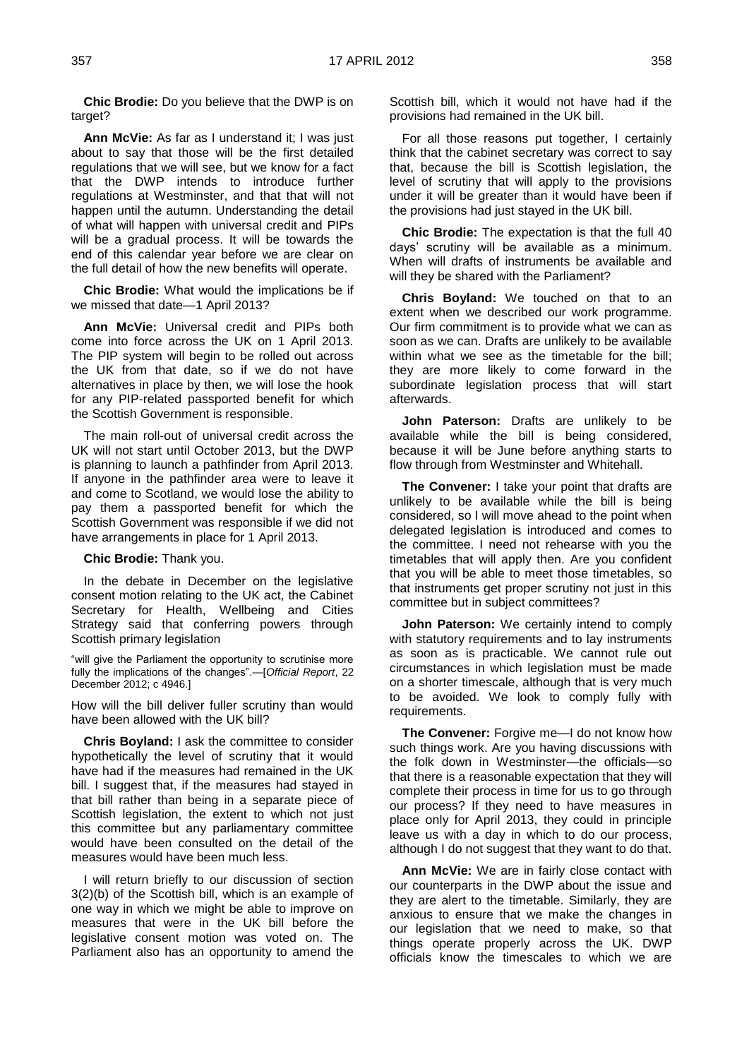**Chic Brodie:** Do you believe that the DWP is on target?

**Ann McVie:** As far as I understand it; I was just about to say that those will be the first detailed regulations that we will see, but we know for a fact that the DWP intends to introduce further regulations at Westminster, and that that will not happen until the autumn. Understanding the detail of what will happen with universal credit and PIPs will be a gradual process. It will be towards the end of this calendar year before we are clear on the full detail of how the new benefits will operate.

**Chic Brodie:** What would the implications be if we missed that date—1 April 2013?

**Ann McVie:** Universal credit and PIPs both come into force across the UK on 1 April 2013. The PIP system will begin to be rolled out across the UK from that date, so if we do not have alternatives in place by then, we will lose the hook for any PIP-related passported benefit for which the Scottish Government is responsible.

The main roll-out of universal credit across the UK will not start until October 2013, but the DWP is planning to launch a pathfinder from April 2013. If anyone in the pathfinder area were to leave it and come to Scotland, we would lose the ability to pay them a passported benefit for which the Scottish Government was responsible if we did not have arrangements in place for 1 April 2013.

**Chic Brodie:** Thank you.

In the debate in December on the legislative consent motion relating to the UK act, the Cabinet Secretary for Health, Wellbeing and Cities Strategy said that conferring powers through Scottish primary legislation

"will give the Parliament the opportunity to scrutinise more fully the implications of the changes".—[*Official Report*, 22 December 2012; c 4946.]

How will the bill deliver fuller scrutiny than would have been allowed with the UK bill?

**Chris Boyland:** I ask the committee to consider hypothetically the level of scrutiny that it would have had if the measures had remained in the UK bill. I suggest that, if the measures had stayed in that bill rather than being in a separate piece of Scottish legislation, the extent to which not just this committee but any parliamentary committee would have been consulted on the detail of the measures would have been much less.

I will return briefly to our discussion of section 3(2)(b) of the Scottish bill, which is an example of one way in which we might be able to improve on measures that were in the UK bill before the legislative consent motion was voted on. The Parliament also has an opportunity to amend the Scottish bill, which it would not have had if the provisions had remained in the UK bill.

For all those reasons put together, I certainly think that the cabinet secretary was correct to say that, because the bill is Scottish legislation, the level of scrutiny that will apply to the provisions under it will be greater than it would have been if the provisions had just stayed in the UK bill.

**Chic Brodie:** The expectation is that the full 40 days' scrutiny will be available as a minimum. When will drafts of instruments be available and will they be shared with the Parliament?

**Chris Boyland:** We touched on that to an extent when we described our work programme. Our firm commitment is to provide what we can as soon as we can. Drafts are unlikely to be available within what we see as the timetable for the bill; they are more likely to come forward in the subordinate legislation process that will start afterwards.

**John Paterson:** Drafts are unlikely to be available while the bill is being considered, because it will be June before anything starts to flow through from Westminster and Whitehall.

**The Convener:** I take your point that drafts are unlikely to be available while the bill is being considered, so I will move ahead to the point when delegated legislation is introduced and comes to the committee. I need not rehearse with you the timetables that will apply then. Are you confident that you will be able to meet those timetables, so that instruments get proper scrutiny not just in this committee but in subject committees?

**John Paterson:** We certainly intend to comply with statutory requirements and to lay instruments as soon as is practicable. We cannot rule out circumstances in which legislation must be made on a shorter timescale, although that is very much to be avoided. We look to comply fully with requirements.

**The Convener:** Forgive me—I do not know how such things work. Are you having discussions with the folk down in Westminster—the officials—so that there is a reasonable expectation that they will complete their process in time for us to go through our process? If they need to have measures in place only for April 2013, they could in principle leave us with a day in which to do our process, although I do not suggest that they want to do that.

**Ann McVie:** We are in fairly close contact with our counterparts in the DWP about the issue and they are alert to the timetable. Similarly, they are anxious to ensure that we make the changes in our legislation that we need to make, so that things operate properly across the UK. DWP officials know the timescales to which we are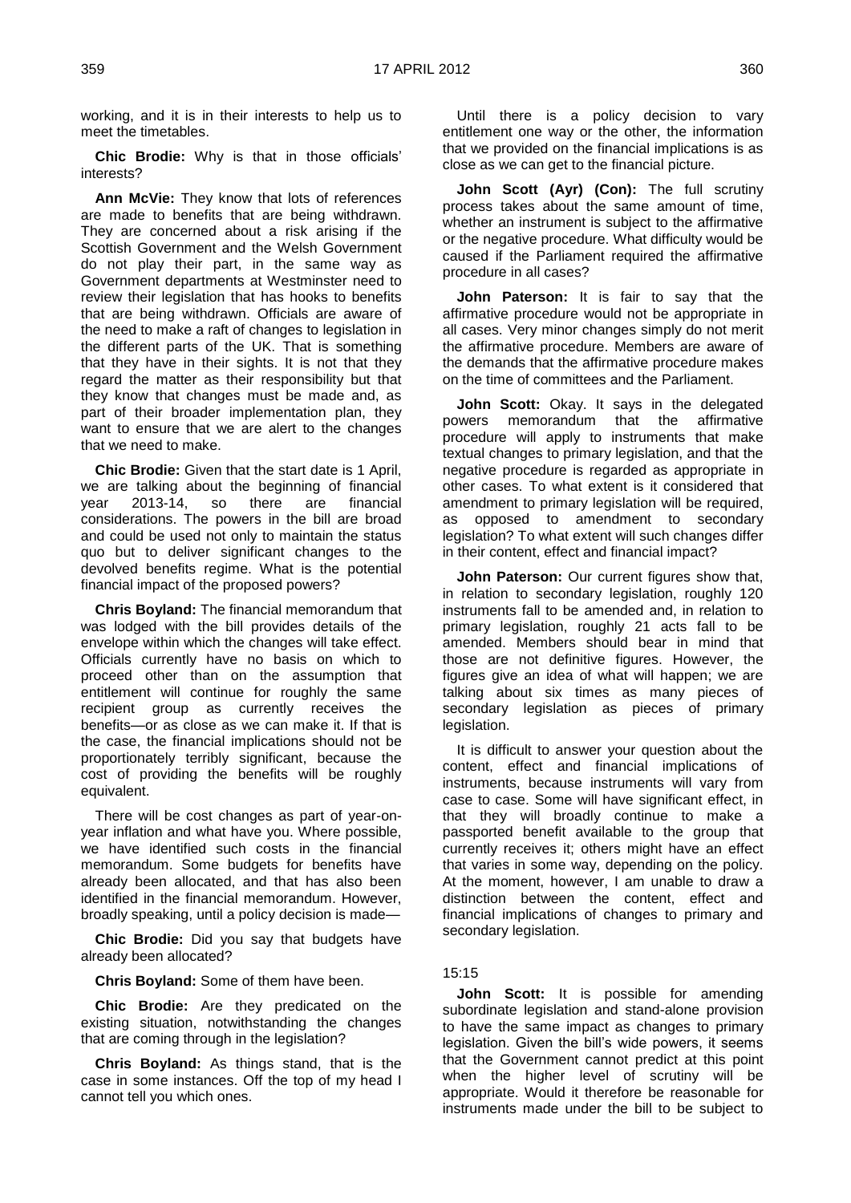working, and it is in their interests to help us to meet the timetables.

**Chic Brodie:** Why is that in those officials' interests?

**Ann McVie:** They know that lots of references are made to benefits that are being withdrawn. They are concerned about a risk arising if the Scottish Government and the Welsh Government do not play their part, in the same way as Government departments at Westminster need to review their legislation that has hooks to benefits that are being withdrawn. Officials are aware of the need to make a raft of changes to legislation in the different parts of the UK. That is something that they have in their sights. It is not that they regard the matter as their responsibility but that they know that changes must be made and, as part of their broader implementation plan, they want to ensure that we are alert to the changes that we need to make.

**Chic Brodie:** Given that the start date is 1 April, we are talking about the beginning of financial year 2013-14, so there are financial considerations. The powers in the bill are broad and could be used not only to maintain the status quo but to deliver significant changes to the devolved benefits regime. What is the potential financial impact of the proposed powers?

**Chris Boyland:** The financial memorandum that was lodged with the bill provides details of the envelope within which the changes will take effect. Officials currently have no basis on which to proceed other than on the assumption that entitlement will continue for roughly the same recipient group as currently receives the benefits—or as close as we can make it. If that is the case, the financial implications should not be proportionately terribly significant, because the cost of providing the benefits will be roughly equivalent.

There will be cost changes as part of year-on-year inflation and what have you. Where possible, we have identified such costs in the financial memorandum. Some budgets for benefits have already been allocated, and that has also been identified in the financial memorandum. However, broadly speaking, until a policy decision is made—

**Chic Brodie:** Did you say that budgets have already been allocated?

**Chris Boyland:** Some of them have been.

**Chic Brodie:** Are they predicated on the existing situation, notwithstanding the changes that are coming through in the legislation?

**Chris Boyland:** As things stand, that is the case in some instances. Off the top of my head I cannot tell you which ones.

Until there is a policy decision to vary entitlement one way or the other, the information that we provided on the financial implications is as close as we can get to the financial picture.

**John Scott (Ayr) (Con):** The full scrutiny process takes about the same amount of time, whether an instrument is subject to the affirmative or the negative procedure. What difficulty would be caused if the Parliament required the affirmative procedure in all cases?

**John Paterson:** It is fair to say that the affirmative procedure would not be appropriate in all cases. Very minor changes simply do not merit the affirmative procedure. Members are aware of the demands that the affirmative procedure makes on the time of committees and the Parliament.

**John Scott:** Okay. It says in the delegated powers memorandum that the affirmative procedure will apply to instruments that make textual changes to primary legislation, and that the negative procedure is regarded as appropriate in other cases. To what extent is it considered that amendment to primary legislation will be required, as opposed to amendment to secondary legislation? To what extent will such changes differ in their content, effect and financial impact?

**John Paterson:** Our current figures show that, in relation to secondary legislation, roughly 120 instruments fall to be amended and, in relation to primary legislation, roughly 21 acts fall to be amended. Members should bear in mind that those are not definitive figures. However, the figures give an idea of what will happen; we are talking about six times as many pieces of secondary legislation as pieces of primary legislation.

It is difficult to answer your question about the content, effect and financial implications of instruments, because instruments will vary from case to case. Some will have significant effect, in that they will broadly continue to make a passported benefit available to the group that currently receives it; others might have an effect that varies in some way, depending on the policy. At the moment, however, I am unable to draw a distinction between the content, effect and financial implications of changes to primary and secondary legislation.

15:15

**John Scott:** It is possible for amending subordinate legislation and stand-alone provision to have the same impact as changes to primary legislation. Given the bill's wide powers, it seems that the Government cannot predict at this point when the higher level of scrutiny will be appropriate. Would it therefore be reasonable for instruments made under the bill to be subject to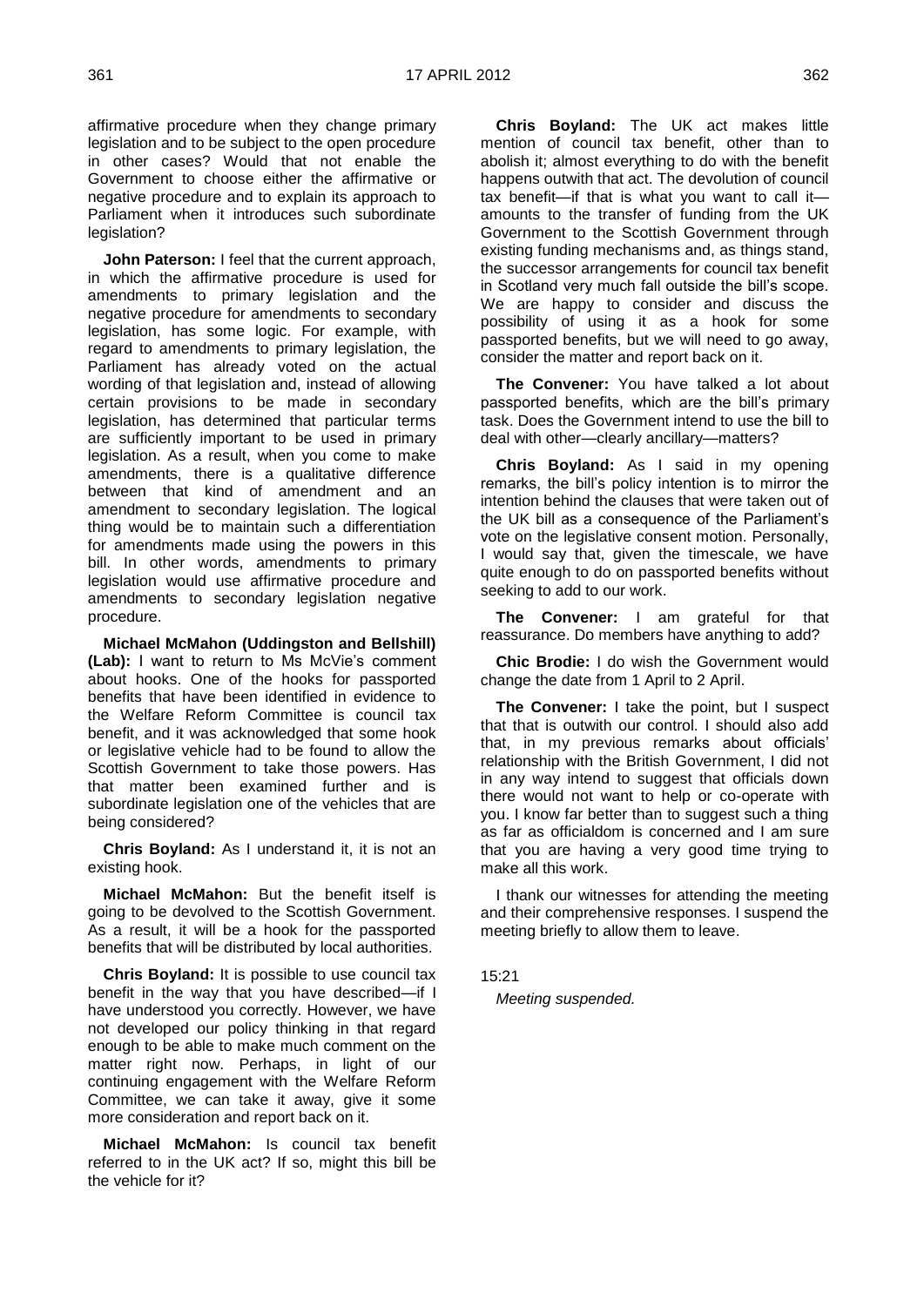affirmative procedure when they change primary legislation and to be subject to the open procedure in other cases? Would that not enable the Government to choose either the affirmative or negative procedure and to explain its approach to Parliament when it introduces such subordinate legislation?

**John Paterson:** I feel that the current approach, in which the affirmative procedure is used for amendments to primary legislation and the negative procedure for amendments to secondary legislation, has some logic. For example, with regard to amendments to primary legislation, the Parliament has already voted on the actual wording of that legislation and, instead of allowing certain provisions to be made in secondary legislation, has determined that particular terms are sufficiently important to be used in primary legislation. As a result, when you come to make amendments, there is a qualitative difference between that kind of amendment and an amendment to secondary legislation. The logical thing would be to maintain such a differentiation for amendments made using the powers in this bill. In other words, amendments to primary legislation would use affirmative procedure and amendments to secondary legislation negative procedure.

**Michael McMahon (Uddingston and Bellshill) (Lab):** I want to return to Ms McVie's comment about hooks. One of the hooks for passported benefits that have been identified in evidence to the Welfare Reform Committee is council tax benefit, and it was acknowledged that some hook or legislative vehicle had to be found to allow the Scottish Government to take those powers. Has that matter been examined further and is subordinate legislation one of the vehicles that are being considered?

**Chris Boyland:** As I understand it, it is not an existing hook.

**Michael McMahon:** But the benefit itself is going to be devolved to the Scottish Government. As a result, it will be a hook for the passported benefits that will be distributed by local authorities.

**Chris Boyland:** It is possible to use council tax benefit in the way that you have described—if I have understood you correctly. However, we have not developed our policy thinking in that regard enough to be able to make much comment on the matter right now. Perhaps, in light of our continuing engagement with the Welfare Reform Committee, we can take it away, give it some more consideration and report back on it.

**Michael McMahon:** Is council tax benefit referred to in the UK act? If so, might this bill be the vehicle for it?

**Chris Boyland:** The UK act makes little mention of council tax benefit, other than to abolish it; almost everything to do with the benefit happens outwith that act. The devolution of council tax benefit—if that is what you want to call it—amounts to the transfer of funding from the UK Government to the Scottish Government through existing funding mechanisms and, as things stand, the successor arrangements for council tax benefit in Scotland very much fall outside the bill's scope. We are happy to consider and discuss the possibility of using it as a hook for some passported benefits, but we will need to go away, consider the matter and report back on it.

**The Convener:** You have talked a lot about passported benefits, which are the bill's primary task. Does the Government intend to use the bill to deal with other—clearly ancillary—matters?

**Chris Boyland:** As I said in my opening remarks, the bill's policy intention is to mirror the intention behind the clauses that were taken out of the UK bill as a consequence of the Parliament's vote on the legislative consent motion. Personally, I would say that, given the timescale, we have quite enough to do on passported benefits without seeking to add to our work.

**The Convener:** I am grateful for that reassurance. Do members have anything to add?

**Chic Brodie:** I do wish the Government would change the date from 1 April to 2 April.

**The Convener:** I take the point, but I suspect that that is outwith our control. I should also add that, in my previous remarks about officials' relationship with the British Government, I did not in any way intend to suggest that officials down there would not want to help or co-operate with you. I know far better than to suggest such a thing as far as officialdom is concerned and I am sure that you are having a very good time trying to make all this work.

I thank our witnesses for attending the meeting and their comprehensive responses. I suspend the meeting briefly to allow them to leave.

15:21

*Meeting suspended.*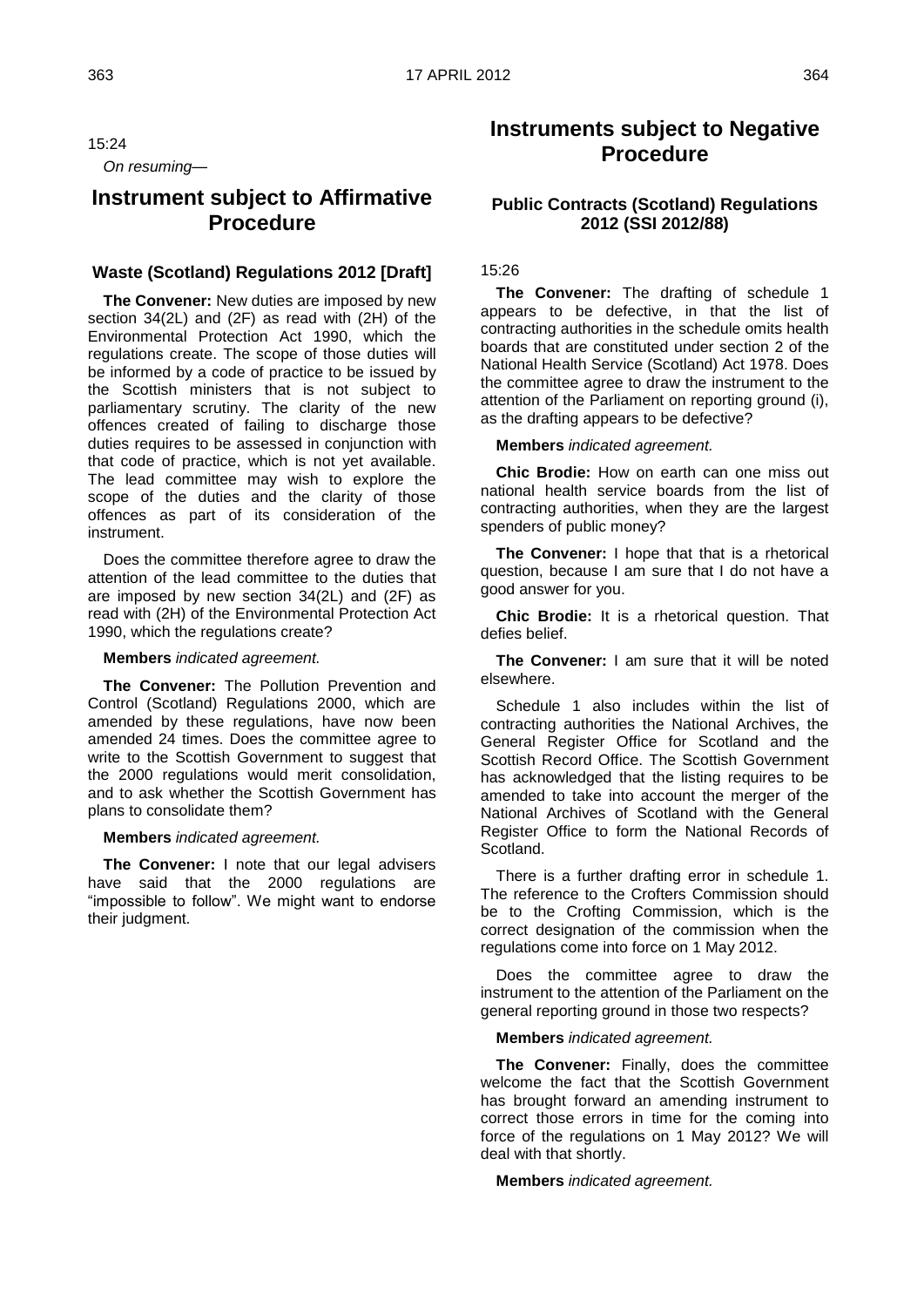15:24

*On resuming—*

## Instrument subject to Affirmative Procedure

### Waste (Scotland) Regulations 2012 [Draft]

**The Convener:** New duties are imposed by new section 34(2L) and (2F) as read with (2H) of the Environmental Protection Act 1990, which the regulations create. The scope of those duties will be informed by a code of practice to be issued by the Scottish ministers that is not subject to parliamentary scrutiny. The clarity of the new offences created of failing to discharge those duties requires to be assessed in conjunction with that code of practice, which is not yet available. The lead committee may wish to explore the scope of the duties and the clarity of those offences as part of its consideration of the instrument.

Does the committee therefore agree to draw the attention of the lead committee to the duties that are imposed by new section 34(2L) and (2F) as read with (2H) of the Environmental Protection Act 1990, which the regulations create?

**Members** *indicated agreement.*

**The Convener:** The Pollution Prevention and Control (Scotland) Regulations 2000, which are amended by these regulations, have now been amended 24 times. Does the committee agree to write to the Scottish Government to suggest that the 2000 regulations would merit consolidation, and to ask whether the Scottish Government has plans to consolidate them?

**Members** *indicated agreement.*

**The Convener:** I note that our legal advisers have said that the 2000 regulations are "impossible to follow". We might want to endorse their judgment.

## Instruments subject to Negative Procedure

### Public Contracts (Scotland) Regulations 2012 (SSI 2012/88)

15:26

**The Convener:** The drafting of schedule 1 appears to be defective, in that the list of contracting authorities in the schedule omits health boards that are constituted under section 2 of the National Health Service (Scotland) Act 1978. Does the committee agree to draw the instrument to the attention of the Parliament on reporting ground (i), as the drafting appears to be defective?

**Members** *indicated agreement.*

**Chic Brodie:** How on earth can one miss out national health service boards from the list of contracting authorities, when they are the largest spenders of public money?

**The Convener:** I hope that that is a rhetorical question, because I am sure that I do not have a good answer for you.

**Chic Brodie:** It is a rhetorical question. That defies belief.

**The Convener:** I am sure that it will be noted elsewhere.

Schedule 1 also includes within the list of contracting authorities the National Archives, the General Register Office for Scotland and the Scottish Record Office. The Scottish Government has acknowledged that the listing requires to be amended to take into account the merger of the National Archives of Scotland with the General Register Office to form the National Records of Scotland.

There is a further drafting error in schedule 1. The reference to the Crofters Commission should be to the Crofting Commission, which is the correct designation of the commission when the regulations come into force on 1 May 2012.

Does the committee agree to draw the instrument to the attention of the Parliament on the general reporting ground in those two respects?

**Members** *indicated agreement.*

**The Convener:** Finally, does the committee welcome the fact that the Scottish Government has brought forward an amending instrument to correct those errors in time for the coming into force of the regulations on 1 May 2012? We will deal with that shortly.

**Members** *indicated agreement.*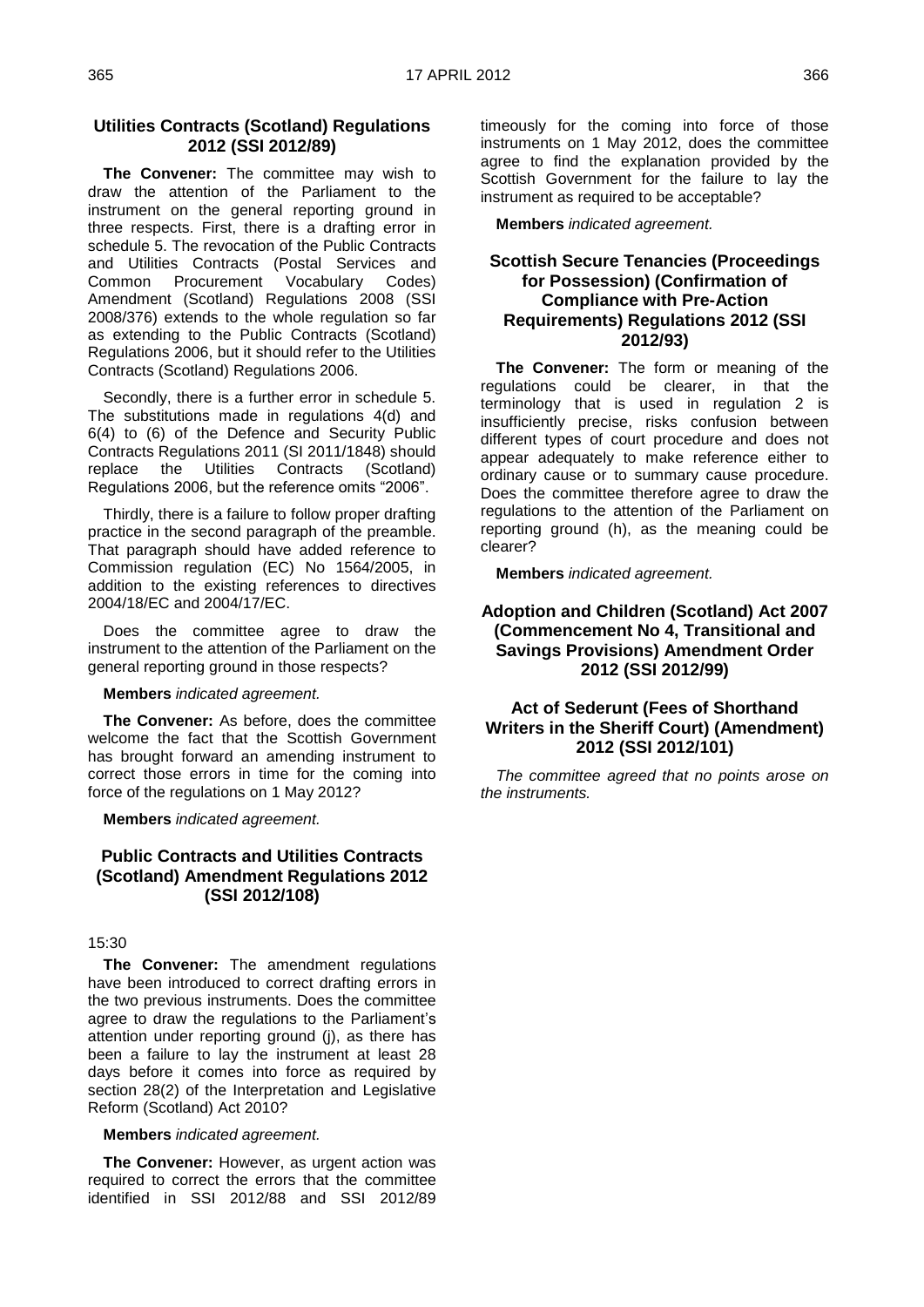### Utilities Contracts (Scotland) Regulations 2012 (SSI 2012/89)

**The Convener:** The committee may wish to draw the attention of the Parliament to the instrument on the general reporting ground in three respects. First, there is a drafting error in schedule 5. The revocation of the Public Contracts and Utilities Contracts (Postal Services and Common Procurement Vocabulary Codes) Amendment (Scotland) Regulations 2008 (SSI 2008/376) extends to the whole regulation so far as extending to the Public Contracts (Scotland) Regulations 2006, but it should refer to the Utilities Contracts (Scotland) Regulations 2006.

Secondly, there is a further error in schedule 5. The substitutions made in regulations 4(d) and 6(4) to (6) of the Defence and Security Public Contracts Regulations 2011 (SI 2011/1848) should replace the Utilities Contracts (Scotland) Regulations 2006, but the reference omits "2006".

Thirdly, there is a failure to follow proper drafting practice in the second paragraph of the preamble. That paragraph should have added reference to Commission regulation (EC) No 1564/2005, in addition to the existing references to directives 2004/18/EC and 2004/17/EC.

Does the committee agree to draw the instrument to the attention of the Parliament on the general reporting ground in those respects?

**Members** *indicated agreement.*

**The Convener:** As before, does the committee welcome the fact that the Scottish Government has brought forward an amending instrument to correct those errors in time for the coming into force of the regulations on 1 May 2012?

**Members** *indicated agreement.*

### Public Contracts and Utilities Contracts (Scotland) Amendment Regulations 2012 (SSI 2012/108)

15:30

**The Convener:** The amendment regulations have been introduced to correct drafting errors in the two previous instruments. Does the committee agree to draw the regulations to the Parliament's attention under reporting ground (j), as there has been a failure to lay the instrument at least 28 days before it comes into force as required by section 28(2) of the Interpretation and Legislative Reform (Scotland) Act 2010?

**Members** *indicated agreement.*

**The Convener:** However, as urgent action was required to correct the errors that the committee identified in SSI 2012/88 and SSI 2012/89 timeously for the coming into force of those instruments on 1 May 2012, does the committee agree to find the explanation provided by the Scottish Government for the failure to lay the instrument as required to be acceptable?

**Members** *indicated agreement.*

### Scottish Secure Tenancies (Proceedings for Possession) (Confirmation of Compliance with Pre-Action Requirements) Regulations 2012 (SSI 2012/93)

**The Convener:** The form or meaning of the regulations could be clearer, in that the terminology that is used in regulation 2 is insufficiently precise, risks confusion between different types of court procedure and does not appear adequately to make reference either to ordinary cause or to summary cause procedure. Does the committee therefore agree to draw the regulations to the attention of the Parliament on reporting ground (h), as the meaning could be clearer?

**Members** *indicated agreement.*

### Adoption and Children (Scotland) Act 2007 (Commencement No 4, Transitional and Savings Provisions) Amendment Order 2012 (SSI 2012/99)

### Act of Sederunt (Fees of Shorthand Writers in the Sheriff Court) (Amendment) 2012 (SSI 2012/101)

*The committee agreed that no points arose on the instruments.*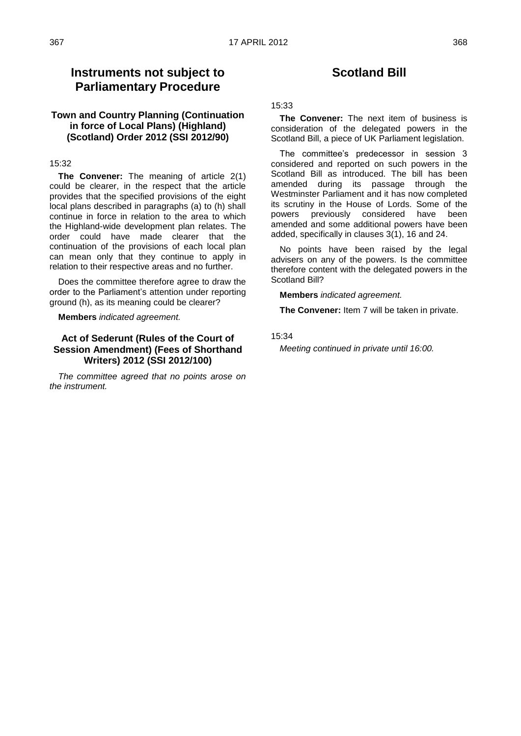## Instruments not subject to Parliamentary Procedure

### Town and Country Planning (Continuation in force of Local Plans) (Highland) (Scotland) Order 2012 (SSI 2012/90)

15:32

**The Convener:** The meaning of article 2(1) could be clearer, in the respect that the article provides that the specified provisions of the eight local plans described in paragraphs (a) to (h) shall continue in force in relation to the area to which the Highland-wide development plan relates. The order could have made clearer that the continuation of the provisions of each local plan can mean only that they continue to apply in relation to their respective areas and no further.

Does the committee therefore agree to draw the order to the Parliament's attention under reporting ground (h), as its meaning could be clearer?

**Members** *indicated agreement.*

### Act of Sederunt (Rules of the Court of Session Amendment) (Fees of Shorthand Writers) 2012 (SSI 2012/100)

*The committee agreed that no points arose on the instrument.*

## Scotland Bill

15:33

**The Convener:** The next item of business is consideration of the delegated powers in the Scotland Bill, a piece of UK Parliament legislation.

The committee's predecessor in session 3 considered and reported on such powers in the Scotland Bill as introduced. The bill has been amended during its passage through the Westminster Parliament and it has now completed its scrutiny in the House of Lords. Some of the powers previously considered have been amended and some additional powers have been added, specifically in clauses 3(1), 16 and 24.

No points have been raised by the legal advisers on any of the powers. Is the committee therefore content with the delegated powers in the Scotland Bill?

**Members** *indicated agreement.*

**The Convener:** Item 7 will be taken in private.

15:34

*Meeting continued in private until 16:00.*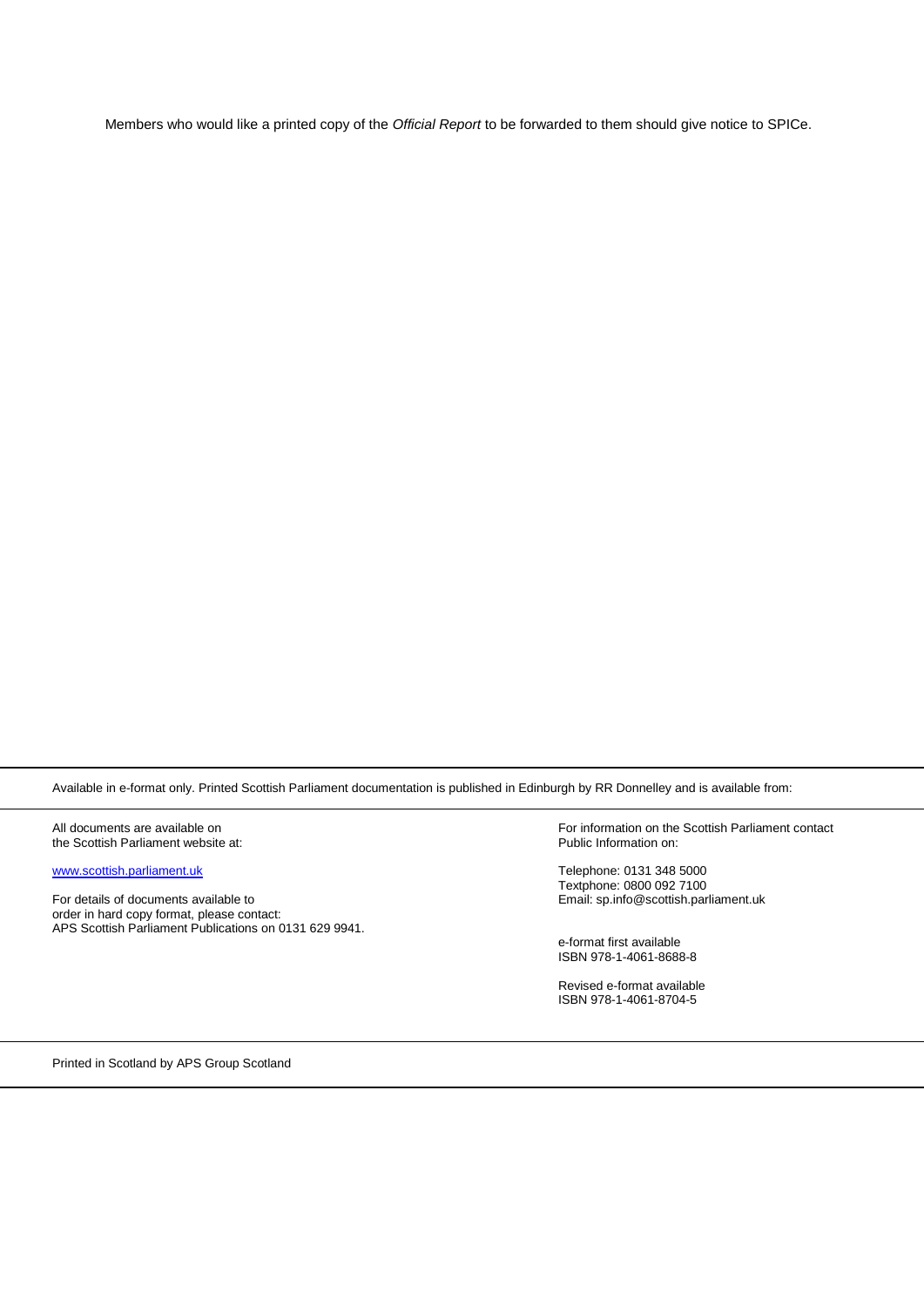Members who would like a printed copy of the *Official Report* to be forwarded to them should give notice to SPICe.

---

Available in e-format only. Printed Scottish Parliament documentation is published in Edinburgh by RR Donnelley and is available from:

---

All documents are available on the Scottish Parliament website at:

www.scottish.parliament.uk

For details of documents available to order in hard copy format, please contact:
APS Scottish Parliament Publications on 0131 629 9941.

For information on the Scottish Parliament contact Public Information on:

Telephone: 0131 348 5000
Textphone: 0800 092 7100
Email: sp.info@scottish.parliament.uk

e-format first available
ISBN 978-1-4061-8688-8

Revised e-format available
ISBN 978-1-4061-8704-5

---

Printed in Scotland by APS Group Scotland